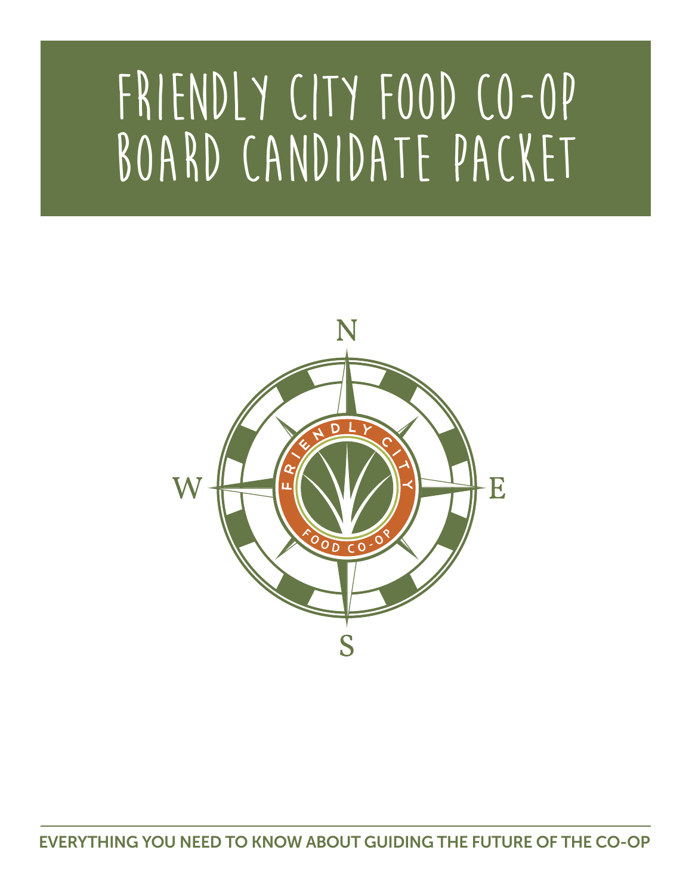# FRIENDLY CITY FOOD CO-OP BOARD CANDIDATE PACKET

**EVERYTHING YOU NEED TO KNOW ABOUT GUIDING THE FUTURE OF THE CO-OP**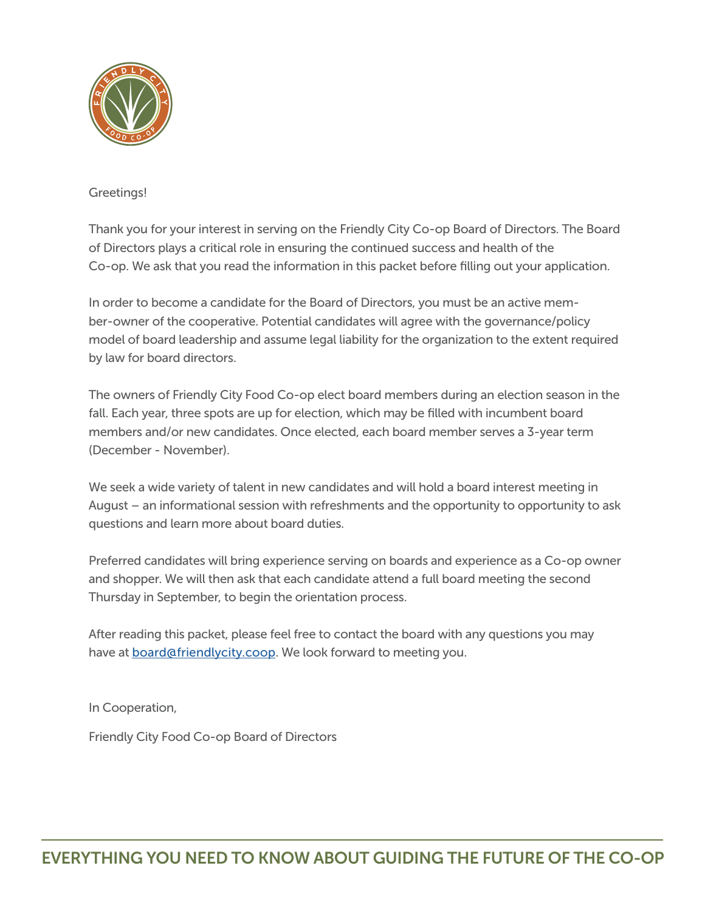Greetings!

Thank you for your interest in serving on the Friendly City Co-op Board of Directors. The Board of Directors plays a critical role in ensuring the continued success and health of the Co-op. We ask that you read the information in this packet before filling out your application.

In order to become a candidate for the Board of Directors, you must be an active member-owner of the cooperative. Potential candidates will agree with the governance/policy model of board leadership and assume legal liability for the organization to the extent required by law for board directors.

The owners of Friendly City Food Co-op elect board members during an election season in the fall. Each year, three spots are up for election, which may be filled with incumbent board members and/or new candidates. Once elected, each board member serves a 3-year term (December - November).

We seek a wide variety of talent in new candidates and will hold a board interest meeting in August – an informational session with refreshments and the opportunity to opportunity to ask questions and learn more about board duties.

Preferred candidates will bring experience serving on boards and experience as a Co-op owner and shopper. We will then ask that each candidate attend a full board meeting the second Thursday in September, to begin the orientation process.

After reading this packet, please feel free to contact the board with any questions you may have at [board@friendlycity.coop](mailto:board@friendlycity.coop). We look forward to meeting you.

In Cooperation,

Friendly City Food Co-op Board of Directors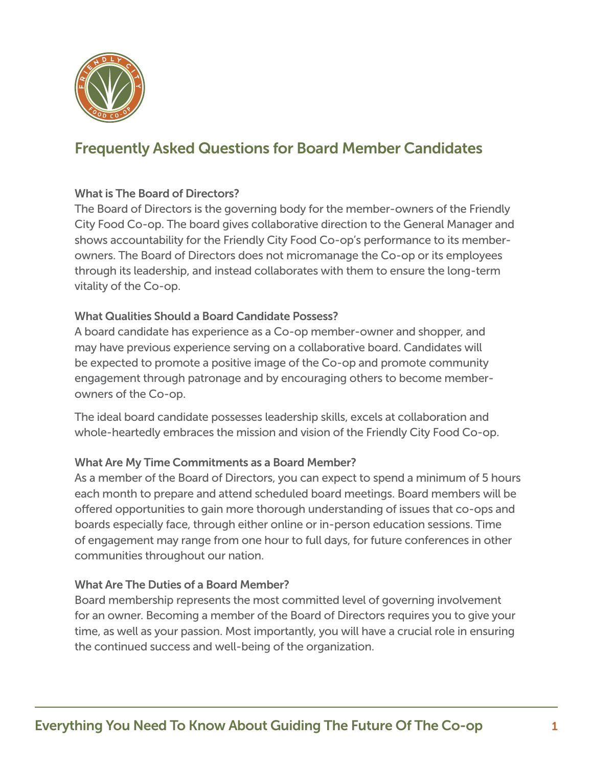## Frequently Asked Questions for Board Member Candidates

**What is The Board of Directors?**

The Board of Directors is the governing body for the member-owners of the Friendly City Food Co-op. The board gives collaborative direction to the General Manager and shows accountability for the Friendly City Food Co-op's performance to its member-owners. The Board of Directors does not micromanage the Co-op or its employees through its leadership, and instead collaborates with them to ensure the long-term vitality of the Co-op.

**What Qualities Should a Board Candidate Possess?**

A board candidate has experience as a Co-op member-owner and shopper, and may have previous experience serving on a collaborative board. Candidates will be expected to promote a positive image of the Co-op and promote community engagement through patronage and by encouraging others to become member-owners of the Co-op.

The ideal board candidate possesses leadership skills, excels at collaboration and whole-heartedly embraces the mission and vision of the Friendly City Food Co-op.

**What Are My Time Commitments as a Board Member?**

As a member of the Board of Directors, you can expect to spend a minimum of 5 hours each month to prepare and attend scheduled board meetings. Board members will be offered opportunities to gain more thorough understanding of issues that co-ops and boards especially face, through either online or in-person education sessions. Time of engagement may range from one hour to full days, for future conferences in other communities throughout our nation.

**What Are The Duties of a Board Member?**

Board membership represents the most committed level of governing involvement for an owner. Becoming a member of the Board of Directors requires you to give your time, as well as your passion. Most importantly, you will have a crucial role in ensuring the continued success and well-being of the organization.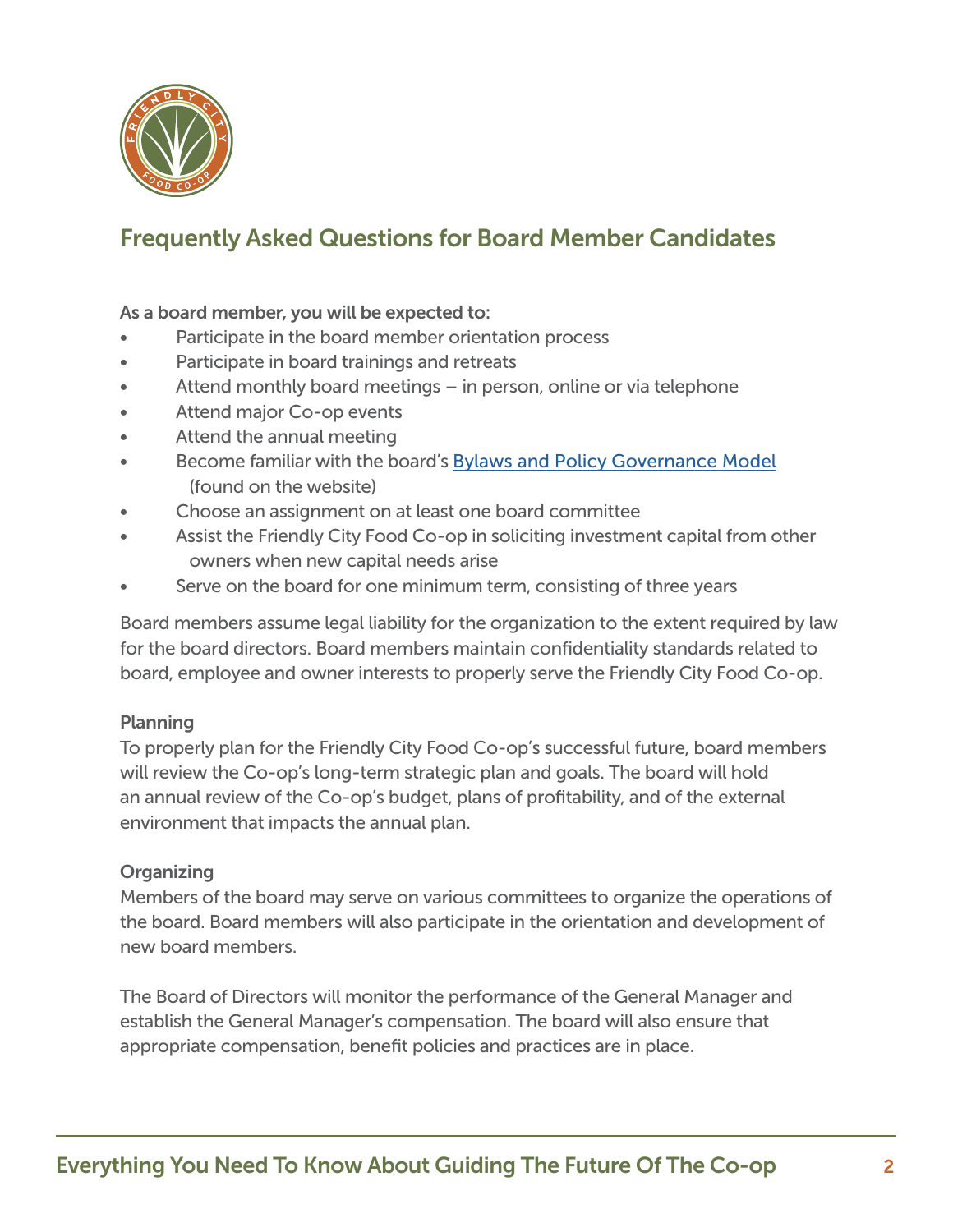## Frequently Asked Questions for Board Member Candidates

**As a board member, you will be expected to:**

- Participate in the board member orientation process
- Participate in board trainings and retreats
- Attend monthly board meetings – in person, online or via telephone
- Attend major Co-op events
- Attend the annual meeting
- Become familiar with the board's Bylaws and Policy Governance Model (found on the website)
- Choose an assignment on at least one board committee
- Assist the Friendly City Food Co-op in soliciting investment capital from other owners when new capital needs arise
- Serve on the board for one minimum term, consisting of three years

Board members assume legal liability for the organization to the extent required by law for the board directors. Board members maintain confidentiality standards related to board, employee and owner interests to properly serve the Friendly City Food Co-op.

**Planning**

To properly plan for the Friendly City Food Co-op's successful future, board members will review the Co-op's long-term strategic plan and goals. The board will hold an annual review of the Co-op's budget, plans of profitability, and of the external environment that impacts the annual plan.

**Organizing**

Members of the board may serve on various committees to organize the operations of the board. Board members will also participate in the orientation and development of new board members.

The Board of Directors will monitor the performance of the General Manager and establish the General Manager's compensation. The board will also ensure that appropriate compensation, benefit policies and practices are in place.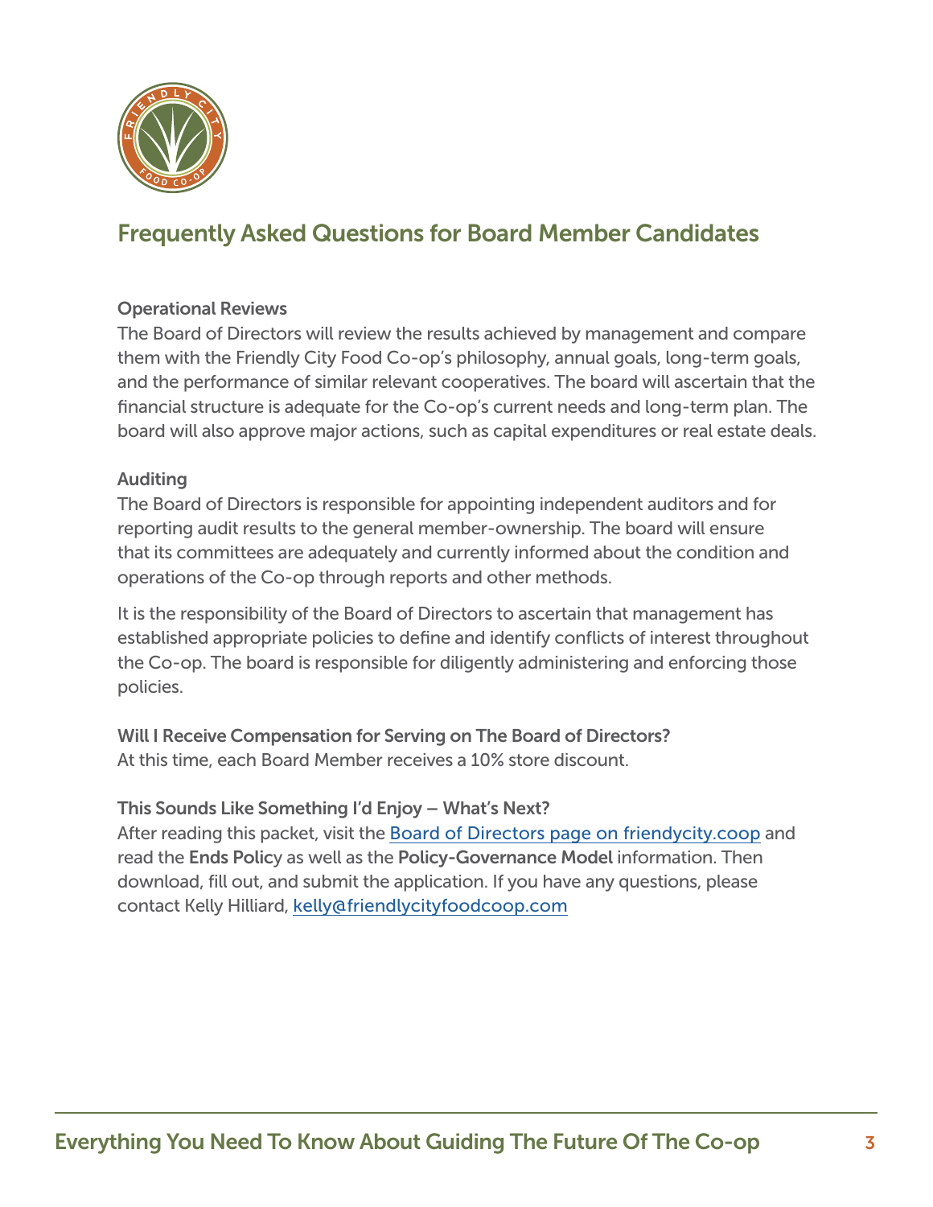## Frequently Asked Questions for Board Member Candidates

### Operational Reviews

The Board of Directors will review the results achieved by management and compare them with the Friendly City Food Co-op's philosophy, annual goals, long-term goals, and the performance of similar relevant cooperatives. The board will ascertain that the financial structure is adequate for the Co-op's current needs and long-term plan. The board will also approve major actions, such as capital expenditures or real estate deals.

### Auditing

The Board of Directors is responsible for appointing independent auditors and for reporting audit results to the general member-ownership. The board will ensure that its committees are adequately and currently informed about the condition and operations of the Co-op through reports and other methods.

It is the responsibility of the Board of Directors to ascertain that management has established appropriate policies to define and identify conflicts of interest throughout the Co-op. The board is responsible for diligently administering and enforcing those policies.

### Will I Receive Compensation for Serving on The Board of Directors?

At this time, each Board Member receives a 10% store discount.

### This Sounds Like Something I'd Enjoy – What's Next?

After reading this packet, visit the Board of Directors page on friendycity.coop and read the **Ends Polic**y as well as the **Policy-Governance Model** information. Then download, fill out, and submit the application. If you have any questions, please contact Kelly Hilliard, kelly@friendlycityfoodcoop.com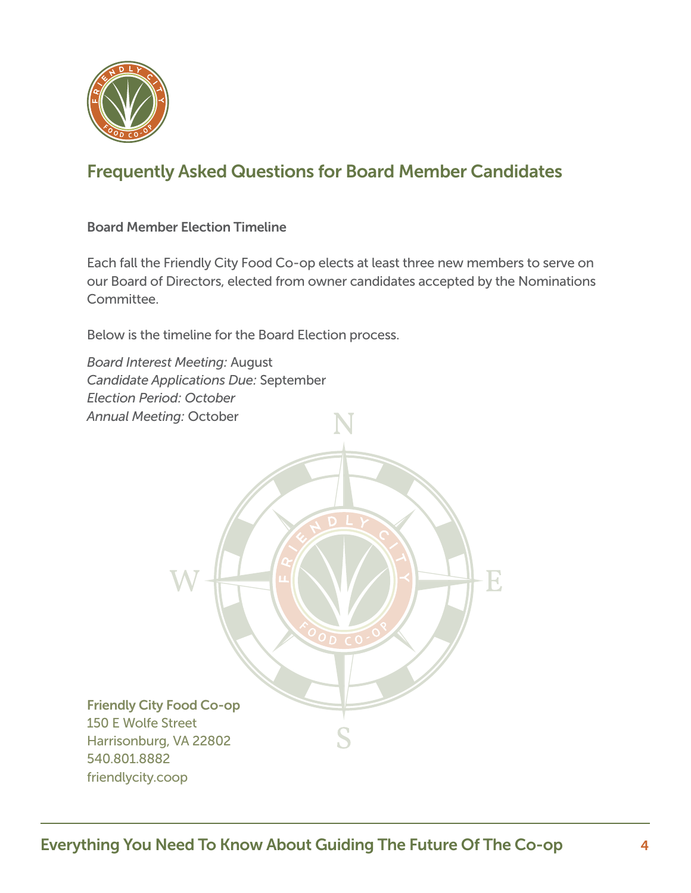## Frequently Asked Questions for Board Member Candidates

**Board Member Election Timeline**

Each fall the Friendly City Food Co-op elects at least three new members to serve on our Board of Directors, elected from owner candidates accepted by the Nominations Committee.

Below is the timeline for the Board Election process.

*Board Interest Meeting:* August
*Candidate Applications Due:* September
*Election Period: October*
*Annual Meeting:* October

**Friendly City Food Co-op**
150 E Wolfe Street
Harrisonburg, VA 22802
540.801.8882
friendlycity.coop